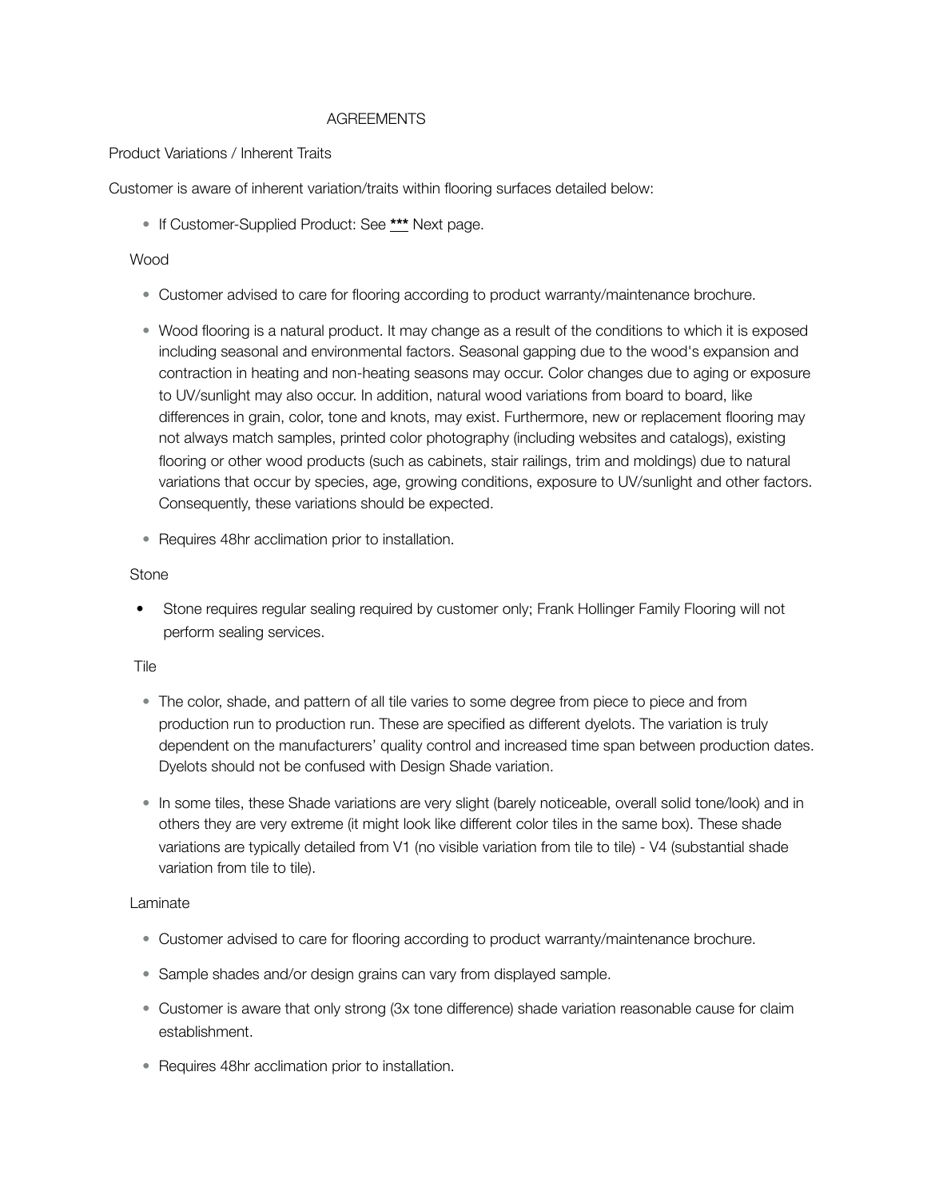# AGREEMENTS

## Product Variations / Inherent Traits

Customer is aware of inherent variation/traits within flooring surfaces detailed below:

- If Customer-Supplied Product: See ***** Next page.

### Wood

- Customer advised to care for flooring according to product warranty/maintenance brochure.
- Wood flooring is a natural product. It may change as a result of the conditions to which it is exposed including seasonal and environmental factors. Seasonal gapping due to the wood's expansion and contraction in heating and non-heating seasons may occur. Color changes due to aging or exposure to UV/sunlight may also occur. In addition, natural wood variations from board to board, like differences in grain, color, tone and knots, may exist. Furthermore, new or replacement flooring may not always match samples, printed color photography (including websites and catalogs), existing flooring or other wood products (such as cabinets, stair railings, trim and moldings) due to natural variations that occur by species, age, growing conditions, exposure to UV/sunlight and other factors. Consequently, these variations should be expected.
- Requires 48hr acclimation prior to installation.

### Stone

- Stone requires regular sealing required by customer only; Frank Hollinger Family Flooring will not perform sealing services.

### Tile

- The color, shade, and pattern of all tile varies to some degree from piece to piece and from production run to production run. These are specified as different dyelots. The variation is truly dependent on the manufacturers' quality control and increased time span between production dates. Dyelots should not be confused with Design Shade variation.
- In some tiles, these Shade variations are very slight (barely noticeable, overall solid tone/look) and in others they are very extreme (it might look like different color tiles in the same box). These shade variations are typically detailed from V1 (no visible variation from tile to tile) - V4 (substantial shade variation from tile to tile).

### Laminate

- Customer advised to care for flooring according to product warranty/maintenance brochure.
- Sample shades and/or design grains can vary from displayed sample.
- Customer is aware that only strong (3x tone difference) shade variation reasonable cause for claim establishment.
- Requires 48hr acclimation prior to installation.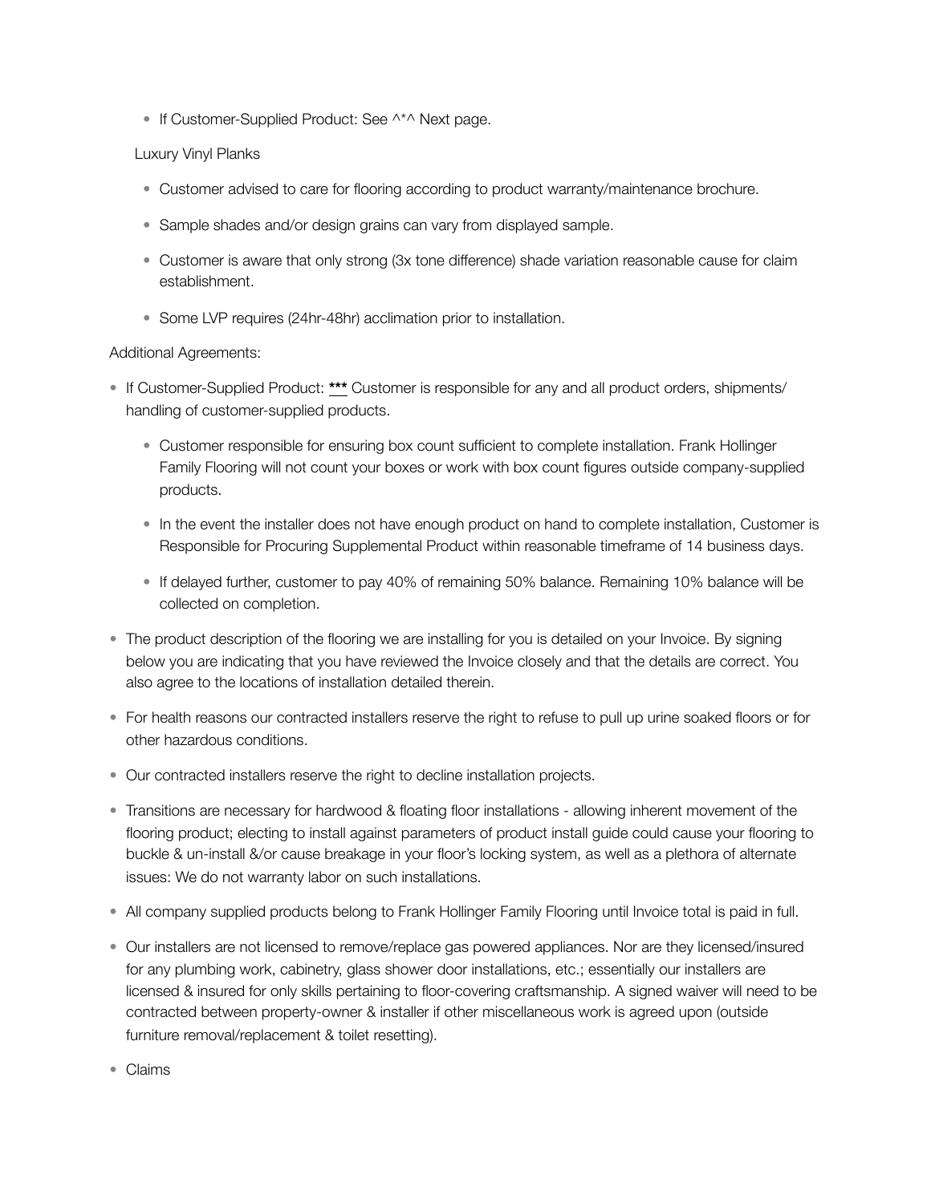- If Customer-Supplied Product: See ^*^ Next page.

Luxury Vinyl Planks

- Customer advised to care for flooring according to product warranty/maintenance brochure.
- Sample shades and/or design grains can vary from displayed sample.
- Customer is aware that only strong (3x tone difference) shade variation reasonable cause for claim establishment.
- Some LVP requires (24hr-48hr) acclimation prior to installation.

Additional Agreements:

- If Customer-Supplied Product: **<u>***</u>** Customer is responsible for any and all product orders, shipments/handling of customer-supplied products.
    - Customer responsible for ensuring box count sufficient to complete installation. Frank Hollinger Family Flooring will not count your boxes or work with box count figures outside company-supplied products.
    - In the event the installer does not have enough product on hand to complete installation, Customer is Responsible for Procuring Supplemental Product within reasonable timeframe of 14 business days.
    - If delayed further, customer to pay 40% of remaining 50% balance. Remaining 10% balance will be collected on completion.
- The product description of the flooring we are installing for you is detailed on your Invoice. By signing below you are indicating that you have reviewed the Invoice closely and that the details are correct. You also agree to the locations of installation detailed therein.
- For health reasons our contracted installers reserve the right to refuse to pull up urine soaked floors or for other hazardous conditions.
- Our contracted installers reserve the right to decline installation projects.
- Transitions are necessary for hardwood & floating floor installations - allowing inherent movement of the flooring product; electing to install against parameters of product install guide could cause your flooring to buckle & un-install &/or cause breakage in your floor's locking system, as well as a plethora of alternate issues: We do not warranty labor on such installations.
- All company supplied products belong to Frank Hollinger Family Flooring until Invoice total is paid in full.
- Our installers are not licensed to remove/replace gas powered appliances. Nor are they licensed/insured for any plumbing work, cabinetry, glass shower door installations, etc.; essentially our installers are licensed & insured for only skills pertaining to floor-covering craftsmanship. A signed waiver will need to be contracted between property-owner & installer if other miscellaneous work is agreed upon (outside furniture removal/replacement & toilet resetting).
- Claims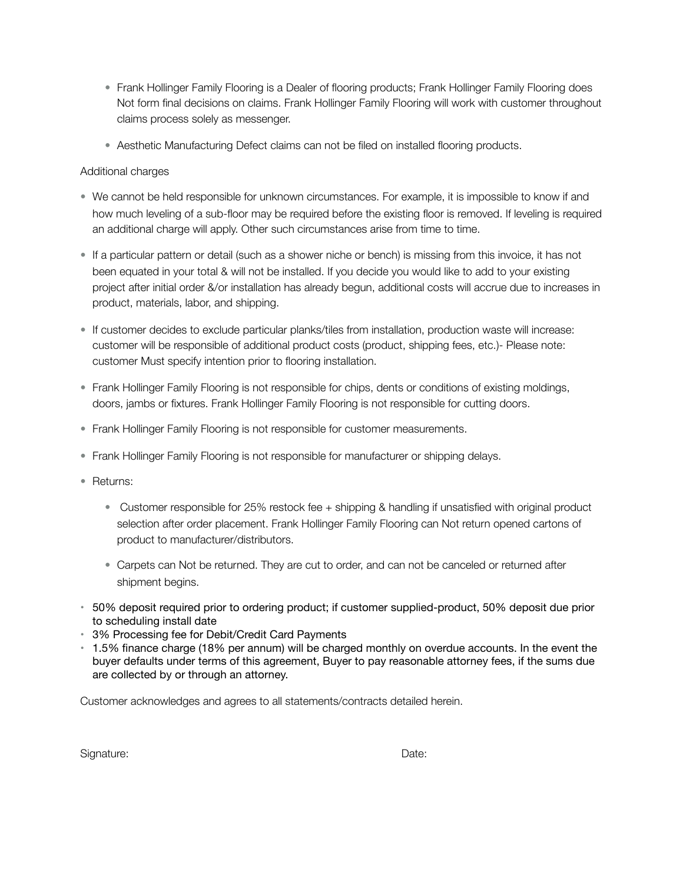- Frank Hollinger Family Flooring is a Dealer of flooring products; Frank Hollinger Family Flooring does Not form final decisions on claims. Frank Hollinger Family Flooring will work with customer throughout claims process solely as messenger.
- Aesthetic Manufacturing Defect claims can not be filed on installed flooring products.

Additional charges

- We cannot be held responsible for unknown circumstances. For example, it is impossible to know if and how much leveling of a sub-floor may be required before the existing floor is removed. If leveling is required an additional charge will apply. Other such circumstances arise from time to time.
- If a particular pattern or detail (such as a shower niche or bench) is missing from this invoice, it has not been equated in your total & will not be installed. If you decide you would like to add to your existing project after initial order &/or installation has already begun, additional costs will accrue due to increases in product, materials, labor, and shipping.
- If customer decides to exclude particular planks/tiles from installation, production waste will increase: customer will be responsible of additional product costs (product, shipping fees, etc.)- Please note: customer Must specify intention prior to flooring installation.
- Frank Hollinger Family Flooring is not responsible for chips, dents or conditions of existing moldings, doors, jambs or fixtures. Frank Hollinger Family Flooring is not responsible for cutting doors.
- Frank Hollinger Family Flooring is not responsible for customer measurements.
- Frank Hollinger Family Flooring is not responsible for manufacturer or shipping delays.
- Returns:
  - Customer responsible for 25% restock fee + shipping & handling if unsatisfied with original product selection after order placement. Frank Hollinger Family Flooring can Not return opened cartons of product to manufacturer/distributors.
  - Carpets can Not be returned. They are cut to order, and can not be canceled or returned after shipment begins.
- 50% deposit required prior to ordering product; if customer supplied-product, 50% deposit due prior to scheduling install date
- 3% Processing fee for Debit/Credit Card Payments
- 1.5% finance charge (18% per annum) will be charged monthly on overdue accounts. In the event the buyer defaults under terms of this agreement, Buyer to pay reasonable attorney fees, if the sums due are collected by or through an attorney.

Customer acknowledges and agrees to all statements/contracts detailed herein.

Signature: Date: